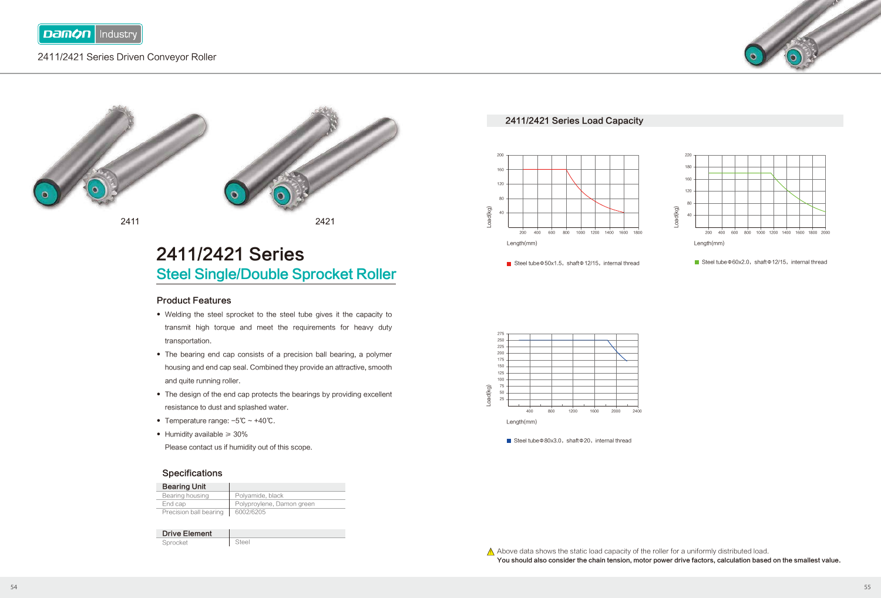2411/2421 Series Driven Conveyor Roller

2411

2421

# 2411/2421 Series

## Steel Single/Double Sprocket Roller

### Product Features

- Welding the steel sprocket to the steel tube gives it the capacity to transmit high torque and meet the requirements for heavy duty transportation.
- The bearing end cap consists of a precision ball bearing, a polymer housing and end cap seal. Combined they provide an attractive, smooth and quite running roller.
- The design of the end cap protects the bearings by providing excellent resistance to dust and splashed water.
- Temperature range: −5℃ ~ +40℃.
- Humidity available ⩾ 30%

  Please contact us if humidity out of this scope.

### Specifications

| Bearing Unit | |
|---|---|
| Bearing housing | Polyamide, black |
| End cap | Polyproylene, Damon green |
| Precision ball bearing | 6002/6205 |

| Drive Element | |
|---|---|
| Sprocket | Steel |

### 2411/2421 Series Load Capacity

Load(kg) / Length(mm)

Steel tube Φ50x1.5, shaft Φ12/15, internal thread

Load(kg) / Length(mm)

Steel tube Φ60x2.0, shaft Φ12/15, internal thread

Load(kg) / Length(mm)

Steel tube Φ80x3.0, shaft Φ20, internal thread

⚠ Above data shows the static load capacity of the roller for a uniformly distributed load.

**You should also consider the chain tension, motor power drive factors, calculation based on the smallest value.**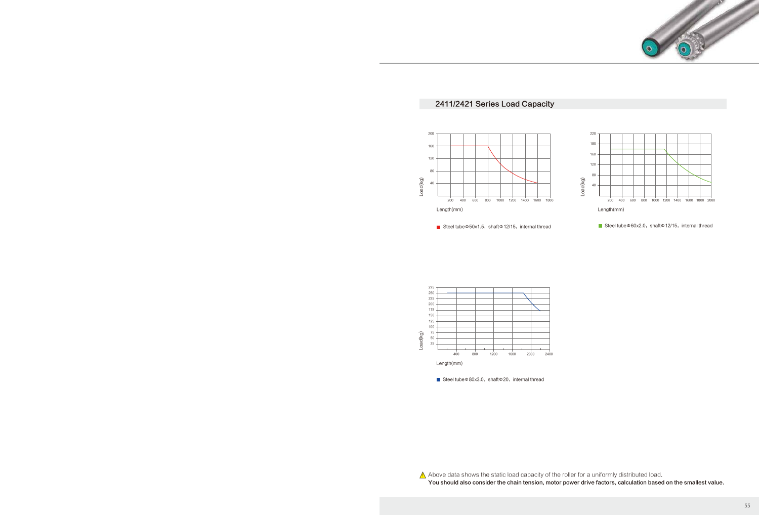## 2411/2421 Series Load Capacity

Steel tube Φ50x1.5，shaft Φ12/15，internal thread

Steel tube Φ60x2.0，shaft Φ12/15，internal thread

Steel tube Φ80x3.0，shaft Φ20，internal thread

⚠ Above data shows the static load capacity of the roller for a uniformly distributed load.

**You should also consider the chain tension, motor power drive factors, calculation based on the smallest value.**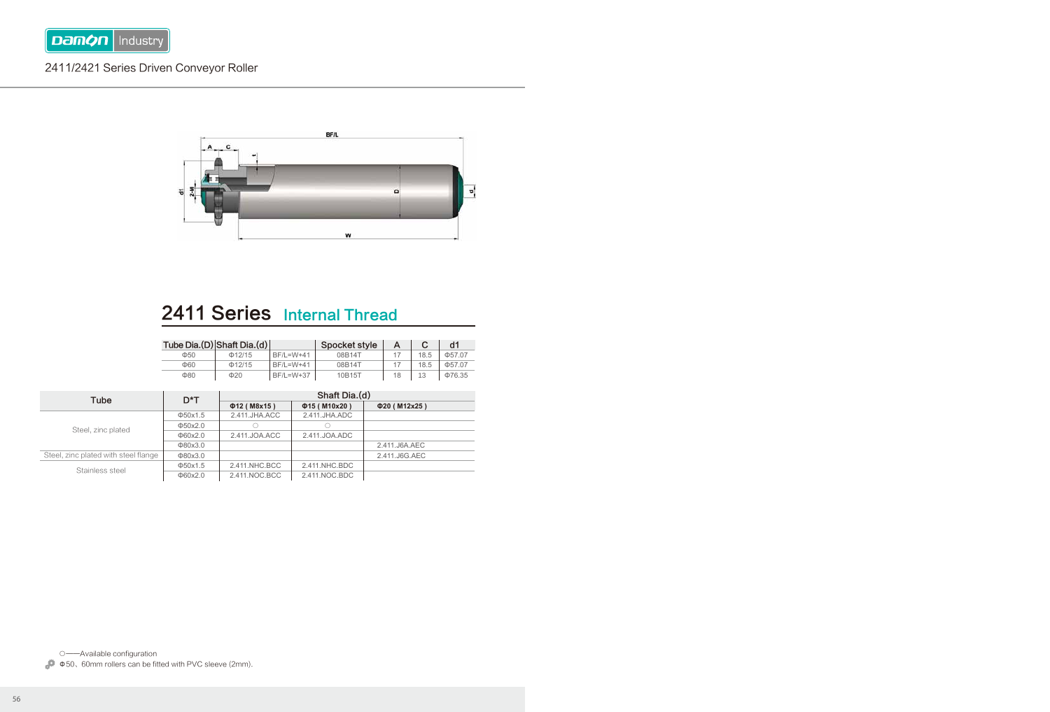2411/2421 Series Driven Conveyor Roller

BF/L

A C

t

d1 2-M D d

W

## 2411 Series Internal Thread

| Tube Dia.(D) | Shaft Dia.(d) | | Spocket style | A | C | d1 |
|---|---|---|---|---|---|---|
| Φ50 | Φ12/15 | BF/L=W+41 | 08B14T | 17 | 18.5 | Φ57.07 |
| Φ60 | Φ12/15 | BF/L=W+41 | 08B14T | 17 | 18.5 | Φ57.07 |
| Φ80 | Φ20 | BF/L=W+37 | 10B15T | 18 | 13 | Φ76.35 |

| Tube | D*T | Shaft Dia.(d) | | |
|---|---|---|---|---|
| | | **Φ12 ( M8x15 )** | **Φ15 ( M10x20 )** | **Φ20 ( M12x25 )** |
| Steel, zinc plated | Φ50x1.5 | 2.411.JHA.ACC | 2.411.JHA.ADC | |
| | Φ50x2.0 | ○ | ○ | |
| | Φ60x2.0 | 2.411.JOA.ACC | 2.411.JOA.ADC | |
| | Φ80x3.0 | | | 2.411.J6A.AEC |
| Steel, zinc plated with steel flange | Φ80x3.0 | | | 2.411.J6G.AEC |
| Stainless steel | Φ50x1.5 | 2.411.NHC.BCC | 2.411.NHC.BDC | |
| | Φ60x2.0 | 2.411.NOC.BCC | 2.411.NOC.BDC | |

○——Available configuration

Φ50、60mm rollers can be fitted with PVC sleeve (2mm).